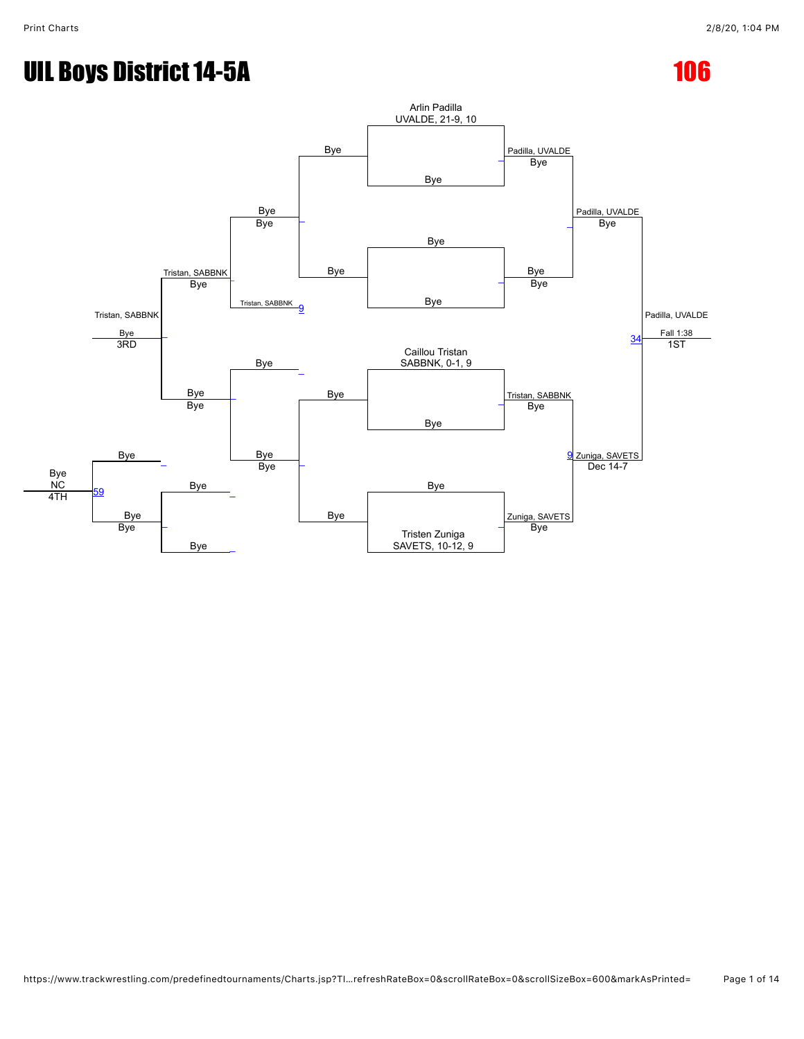# UIL Boys District 14-5A

# 106

Arlin Padilla
UVALDE, 21-9, 10

Bye

Bye

Padilla, UVALDE
Bye

Bye
Bye

Bye

Padilla, UVALDE
Bye

Bye

Bye

Bye
Bye

Tristan, SABBNK
Bye

Tristan, SABBNK 9

Tristan, SABBNK

Bye
3RD

Padilla, UVALDE

34 Fall 1:38
1ST

Bye

Caillou Tristan
SABBNK, 0-1, 9

Bye

Tristan, SABBNK
Bye

Bye
Bye

Bye

Bye
Bye

9 Zuniga, SAVETS
Dec 14-7

Bye

Bye

Bye
NC
4TH

59

Bye

Bye

Bye
Bye

Bye

Bye

Tristen Zuniga
SAVETS, 10-12, 9

Zuniga, SAVETS
Bye

Bye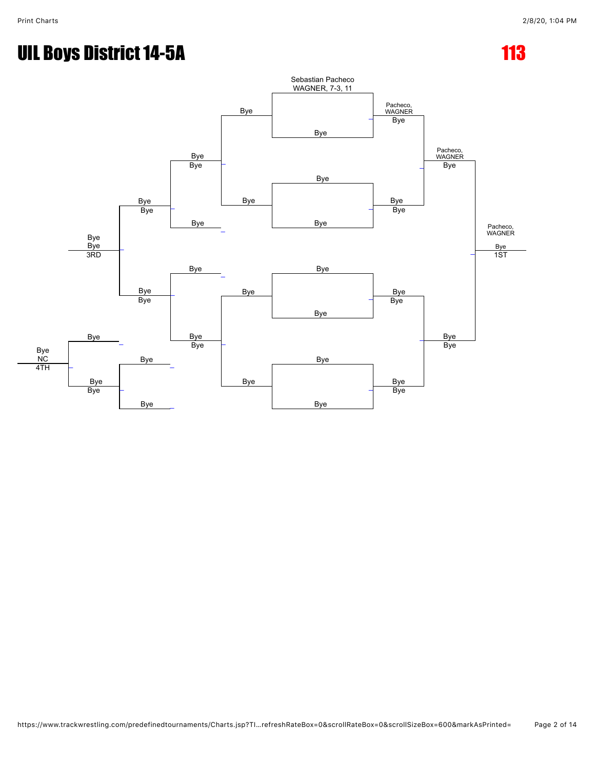# UIL Boys District 14-5A

# 113

Sebastian Pacheco
WAGNER, 7-3, 11

Bye

Bye

Bye

Pacheco, WAGNER
Bye

Bye
Bye

Bye

Bye

Bye

Bye
Bye

Bye
Bye

Pacheco, WAGNER
Bye

Bye

Bye
Bye
3RD

Pacheco, WAGNER
Bye
1ST

Bye

Bye

Bye

Bye
Bye

Bye
Bye

Bye

Bye

Bye
Bye

Bye
Bye

Bye

Bye
NC
4TH

Bye

Bye

Bye

Bye
Bye

Bye

Bye

Bye
Bye

Bye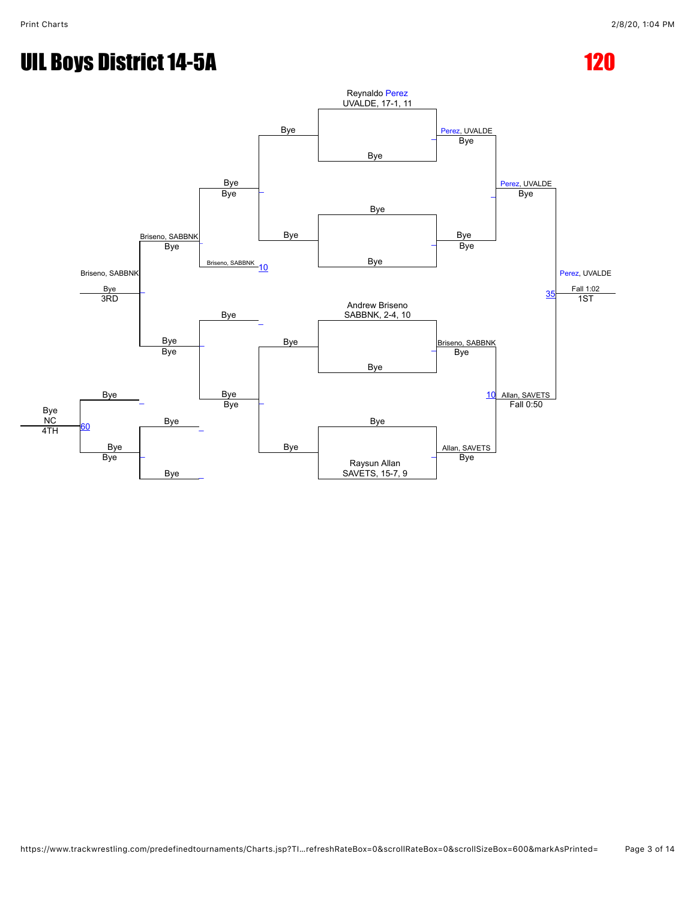# UIL Boys District 14-5A

# 120

## Championship Bracket

**First Round**

- Reynaldo Perez, UVALDE, 17-1, 11 vs. Bye
- Bye vs. Bye
- Andrew Briseno, SABBNK, 2-4, 10 vs. Bye
- Bye vs. Raysun Allan, SAVETS, 15-7, 9

**Semifinals**

- Perez, UVALDE vs. Bye → Perez, UVALDE
- Briseno, SABBNK vs. Allan, SAVETS → Allan, SAVETS — Fall 0:50 (10)

**Final**

- Perez, UVALDE vs. Allan, SAVETS → Perez, UVALDE — Fall 1:02 (35) — 1ST

## Consolation Bracket

- Bye vs. Bye → Bye
- Bye vs. Briseno, SABBNK (10) → Briseno, SABBNK
- Briseno, SABBNK vs. Bye → Briseno, SABBNK
- Bye vs. Bye → Bye
- Bye vs. Bye → Bye
- Bye vs. Bye → Bye

**3rd Place**

- Briseno, SABBNK — Bye — 3RD

**4th Place**

- Bye vs. Bye (60) → Bye — NC — 4TH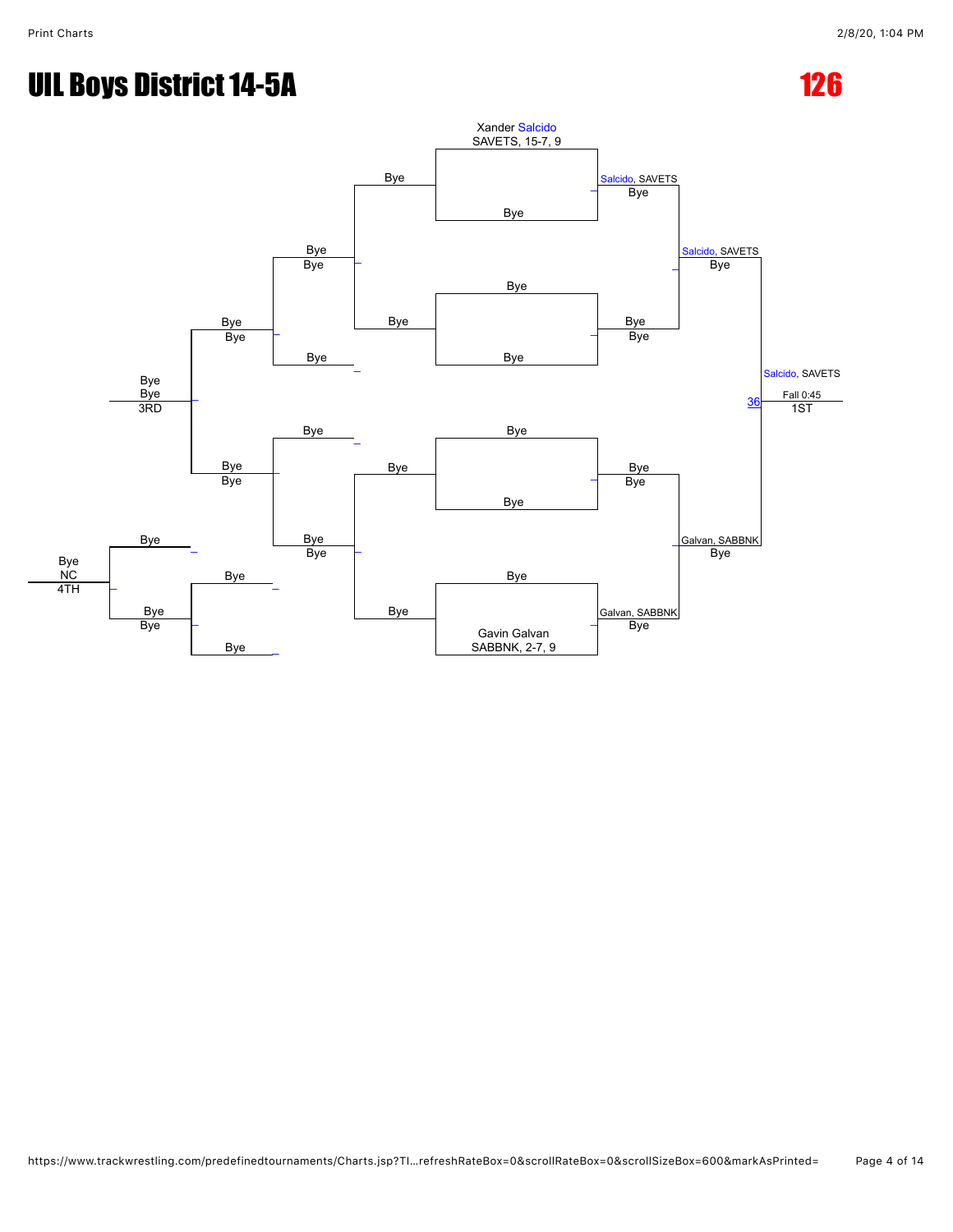# UIL Boys District 14-5A

## 126

**Championship Bracket**

- Xander Salcido, SAVETS, 15-7, 9 vs Bye → Salcido, SAVETS
- Bye vs Bye → Bye
- Bye vs Bye → Bye
- Bye vs Gavin Galvan, SABBNK, 2-7, 9 → Galvan, SABBNK

**Semifinals**

- Salcido, SAVETS vs Bye → Salcido, SAVETS
- Bye vs Galvan, SABBNK → Galvan, SABBNK

**Final (Match 36)**

- Salcido, SAVETS vs Galvan, SABBNK → Salcido, SAVETS — Fall 0:45 — 1ST

**Consolation Bracket**

- Bye / Bye → Bye
- Bye / Bye → Bye
- Bye / Bye → Bye
- Bye / Bye → Bye
- Bye / Bye → Bye
- Bye / Bye → Bye

**3RD:** Bye / Bye

**4TH:** Bye / NC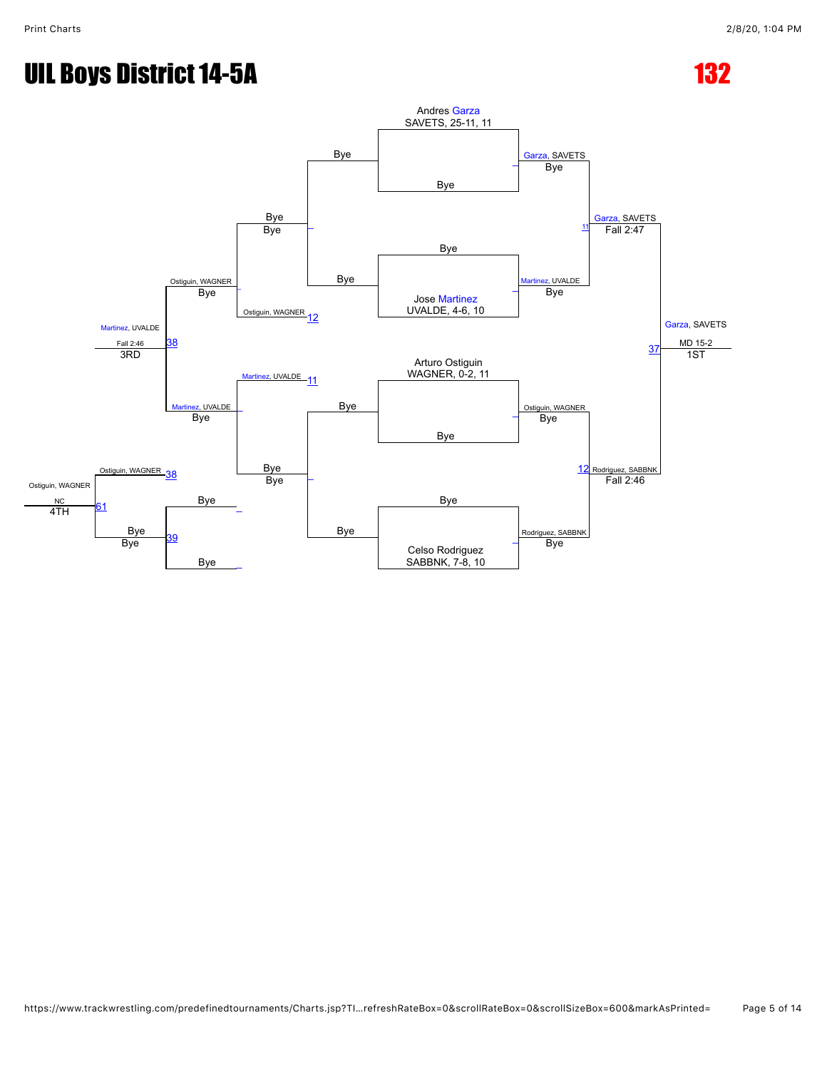# UIL Boys District 14-5A

## 132

### Championship Bracket

**Andres Garza**, SAVETS, 25-11, 11 vs. Bye — Garza, SAVETS (Bye)

Bye vs. **Jose Martinez**, UVALDE, 4-6, 10 — Martinez, UVALDE (Bye)

**Arturo Ostiguin**, WAGNER, 0-2, 11 vs. Bye — Ostiguin, WAGNER (Bye)

Bye vs. **Celso Rodriguez**, SABBNK, 7-8, 10 — Rodriguez, SABBNK (Bye)

Semifinal (11): Garza, SAVETS vs. Martinez, UVALDE — Garza, SAVETS, Fall 2:47

Semifinal (12): Ostiguin, WAGNER vs. Rodriguez, SABBNK — Rodriguez, SABBNK, Fall 2:46

Final (37): Garza, SAVETS vs. Rodriguez, SABBNK — **Garza, SAVETS, MD 15-2 — 1ST**

### Consolation Bracket

Bye vs. Bye — Bye

Bye vs. Bye — Bye

Bye vs. Ostiguin, WAGNER (12) — Ostiguin, WAGNER (Bye)

Bye vs. Martinez, UVALDE (11) — Martinez, UVALDE (Bye)

Bye vs. Bye (39) — Bye

38: Ostiguin, WAGNER vs. Martinez, UVALDE — **Martinez, UVALDE, Fall 2:46 — 3RD**

61: Ostiguin, WAGNER (38) vs. Bye (39) — **Ostiguin, WAGNER, NC — 4TH**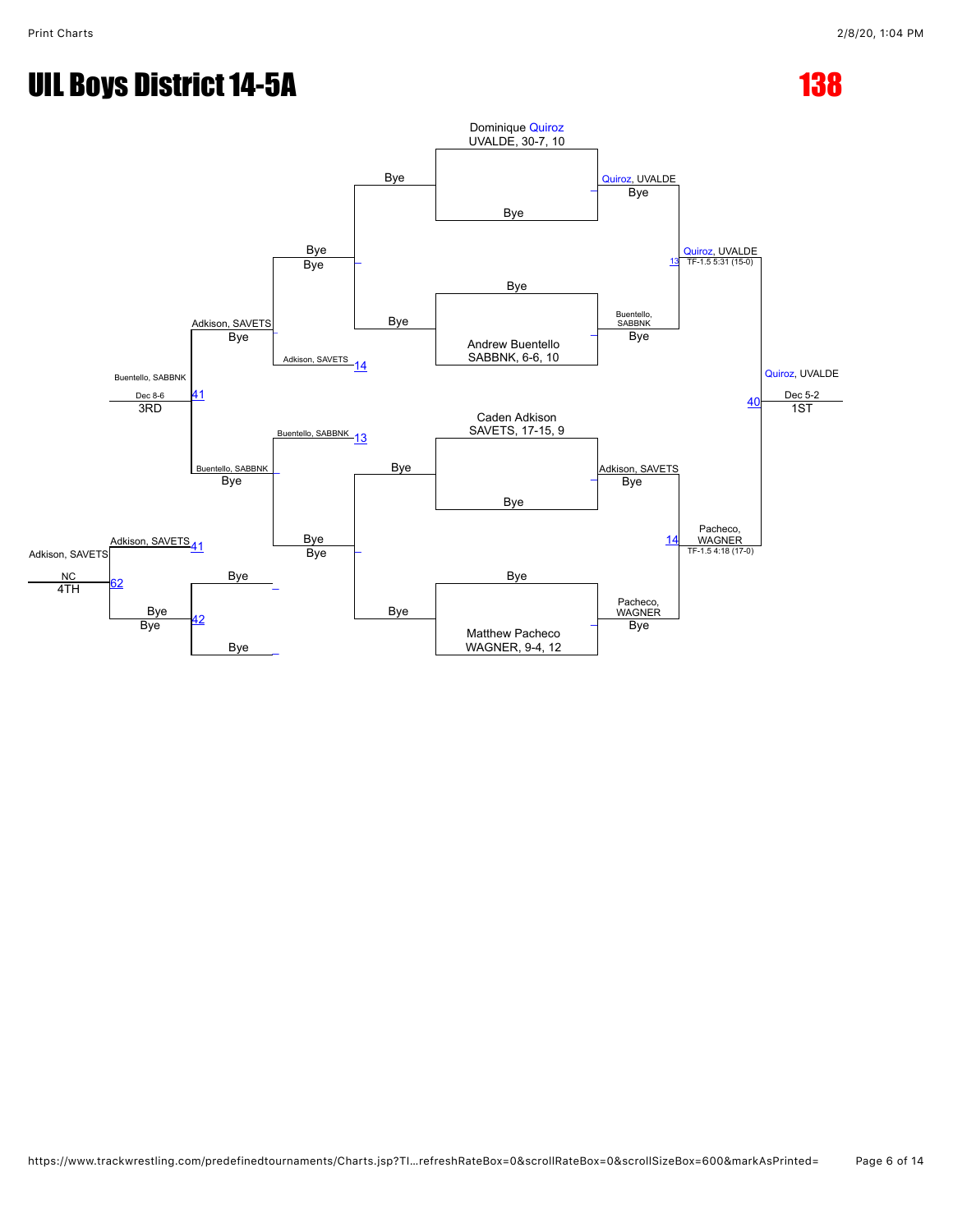# UIL Boys District 14-5A

# 138

**Championship Bracket**

Dominique Quiroz
UVALDE, 30-7, 10

Bye

Bye

Bye

Andrew Buentello
SABBNK, 6-6, 10

Caden Adkison
SAVETS, 17-15, 9

Bye

Bye

Matthew Pacheco
WAGNER, 9-4, 12

Quiroz, UVALDE
Bye

Buentello, SABBNK
Bye

Adkison, SAVETS
Bye

Pacheco, WAGNER
Bye

Quiroz, UVALDE
TF-1.5 5:31 (15-0)

Pacheco, WAGNER
TF-1.5 4:18 (17-0)

Quiroz, UVALDE
Dec 5-2
1ST

**Consolation Bracket**

Bye
Bye

Adkison, SAVETS 14

Buentello, SABBNK 13

Bye
Bye

Adkison, SAVETS
Bye

Buentello, SABBNK
Bye

Buentello, SABBNK
Dec 8-6
3RD

Adkison, SAVETS 41

Bye

Bye
Bye 42

Bye

Adkison, SAVETS
NC
4TH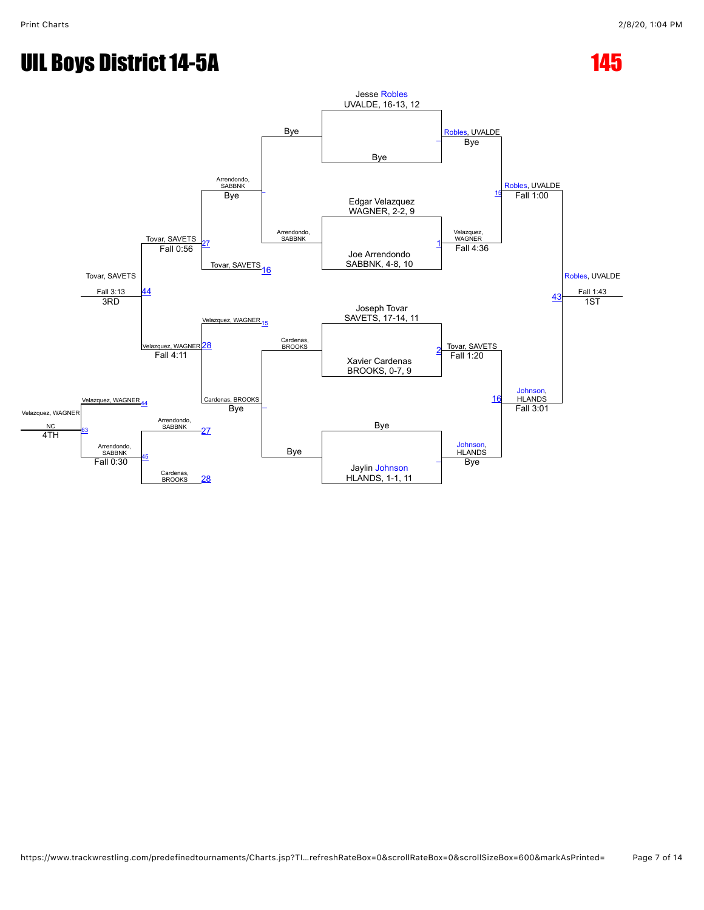# UIL Boys District 14-5A

# 145

## Championship Bracket

**First Round**

- Jesse Robles, UVALDE, 16-13, 12 vs Bye → Robles, UVALDE (Bye)
- Edgar Velazquez, WAGNER, 2-2, 9 vs Joe Arrendondo, SABBNK, 4-8, 10 → Velazquez, WAGNER (Fall 4:36) [1]
- Joseph Tovar, SAVETS, 17-14, 11 vs Xavier Cardenas, BROOKS, 0-7, 9 → Tovar, SAVETS (Fall 1:20) [2]
- Bye vs Jaylin Johnson, HLANDS, 1-1, 11 → Johnson, HLANDS (Bye)

**Semifinals**

- Robles, UVALDE vs Velazquez, WAGNER → Robles, UVALDE (Fall 1:00) [15]
- Tovar, SAVETS vs Johnson, HLANDS → Johnson, HLANDS (Fall 3:01) [16]

**Final**

- Robles, UVALDE vs Johnson, HLANDS → Robles, UVALDE (Fall 1:43) [43] — 1ST

## Consolation Bracket

**Consolation Round 1**

- Bye vs Arrendondo, SABBNK → Arrendondo, SABBNK (Bye)
- Cardenas, BROOKS vs Bye → Cardenas, BROOKS (Bye)

**Consolation Round 2**

- Arrendondo, SABBNK vs Tovar, SAVETS [16] → Tovar, SAVETS (Fall 0:56) [27]
- Velazquez, WAGNER [15] vs Cardenas, BROOKS → Velazquez, WAGNER (Fall 4:11) [28]

**3rd Place**

- Tovar, SAVETS vs Velazquez, WAGNER → Tovar, SAVETS (Fall 3:13) [44] — 3RD

**Consolation Match**

- Arrendondo, SABBNK [27] vs Cardenas, BROOKS [28] → Arrendondo, SABBNK (Fall 0:30) [45]

**4th Place**

- Velazquez, WAGNER [44] vs Arrendondo, SABBNK [45] → Velazquez, WAGNER (NC) [63] — 4TH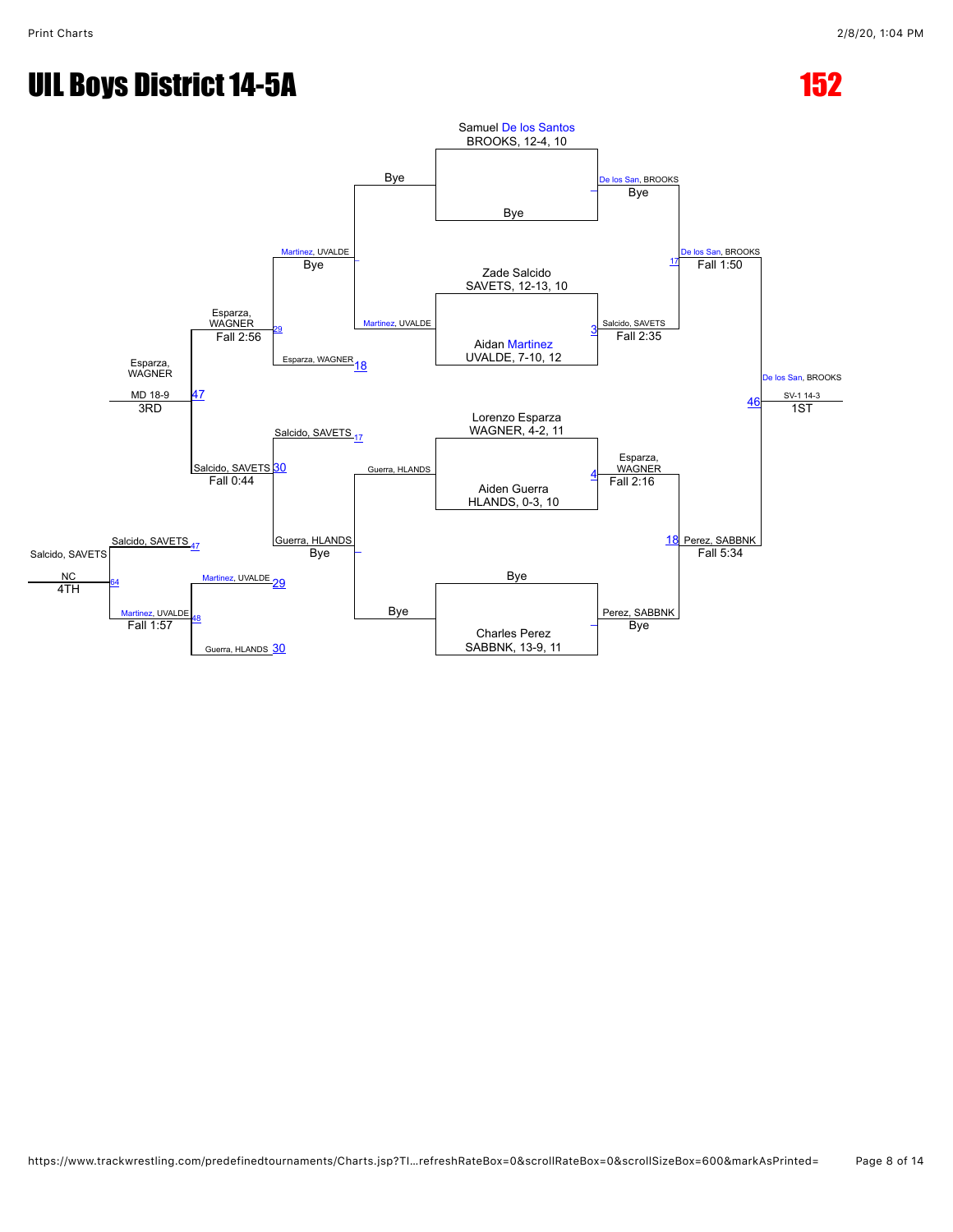# UIL Boys District 14-5A

# 152

## Championship Bracket

**First Round / Quarterfinals**

- Samuel De los Santos, BROOKS, 12-4, 10 vs Bye → De los San, BROOKS (Bye)
- Zade Salcido, SAVETS, 12-13, 10 vs Aidan Martinez, UVALDE, 7-10, 12 → Salcido, SAVETS (Fall 2:35) [3]
- Lorenzo Esparza, WAGNER, 4-2, 11 vs Aiden Guerra, HLANDS, 0-3, 10 → Esparza, WAGNER (Fall 2:16) [4]
- Bye vs Charles Perez, SABBNK, 13-9, 11 → Perez, SABBNK (Bye)

**Semifinals**

- De los San, BROOKS vs Salcido, SAVETS → De los San, BROOKS (Fall 1:50) [17]
- Esparza, WAGNER vs Perez, SABBNK → Perez, SABBNK (Fall 5:34) [18]

**Final**

- De los San, BROOKS vs Perez, SABBNK → De los San, BROOKS (SV-1 14-3) [46] — **1ST**

## Consolation Bracket

- Bye vs Martinez, UVALDE → Martinez, UVALDE (Bye)
- Guerra, HLANDS vs Bye → Guerra, HLANDS (Bye)
- Martinez, UVALDE vs Esparza, WAGNER [18] → Esparza, WAGNER (Fall 2:56) [29]
- Salcido, SAVETS [17] vs Guerra, HLANDS → Salcido, SAVETS (Fall 0:44) [30]
- Esparza, WAGNER vs Salcido, SAVETS → Esparza, WAGNER (MD 18-9) [47] — **3RD**
- Martinez, UVALDE [29] vs Guerra, HLANDS [30] → Martinez, UVALDE (Fall 1:57) [48]
- Salcido, SAVETS [47] vs Martinez, UVALDE [48] → Salcido, SAVETS (NC) [64] — **4TH**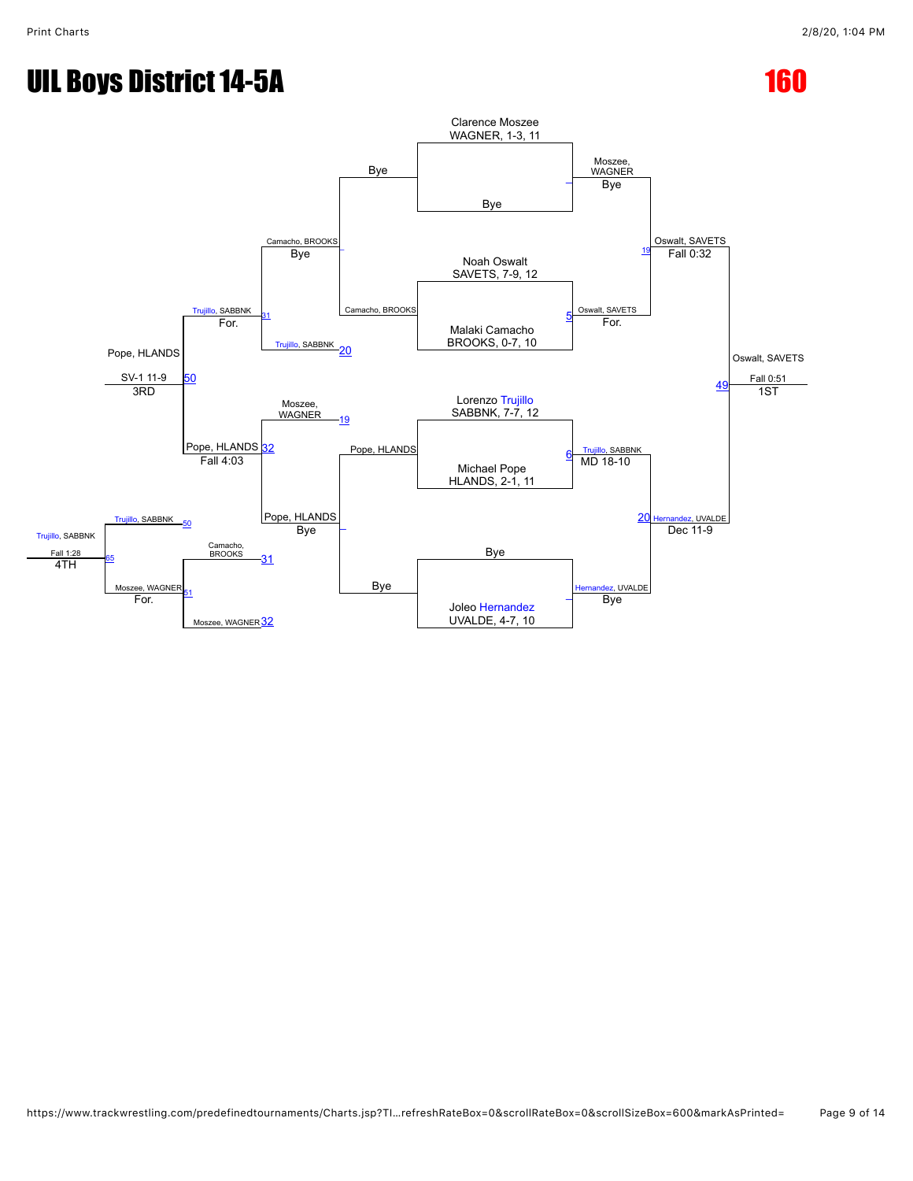# UIL Boys District 14-5A

## 160

### Championship Bracket

**Opening Round**

- Clarence Moszee, WAGNER, 1-3, 11 vs Bye — Moszee, WAGNER: Bye
- Noah Oswalt, SAVETS, 7-9, 12 vs Malaki Camacho, BROOKS, 0-7, 10 (match 5) — Oswalt, SAVETS: For.
- Lorenzo Trujillo, SABBNK, 7-7, 12 vs Michael Pope, HLANDS, 2-1, 11 (match 6) — Trujillo, SABBNK: MD 18-10
- Bye vs Joleo Hernandez, UVALDE, 4-7, 10 — Hernandez, UVALDE: Bye

**Semifinals**

- Moszee, WAGNER vs Oswalt, SAVETS (match 19) — Oswalt, SAVETS: Fall 0:32
- Trujillo, SABBNK vs Hernandez, UVALDE (match 20) — Hernandez, UVALDE: Dec 11-9

**Finals**

- Oswalt, SAVETS vs Hernandez, UVALDE (match 49) — Oswalt, SAVETS: Fall 0:51 — **1ST**

### Consolation Bracket

**Consolation Round 1**

- Bye vs Camacho, BROOKS — Camacho, BROOKS: Bye
- Pope, HLANDS vs Bye — Pope, HLANDS: Bye

**Consolation Round 2**

- Camacho, BROOKS vs Trujillo, SABBNK (loser of 20) (match 31) — Trujillo, SABBNK: For.
- Moszee, WAGNER (loser of 19) vs Pope, HLANDS (match 32) — Pope, HLANDS: Fall 4:03

**3rd Place Match**

- Trujillo, SABBNK vs Pope, HLANDS (match 50) — Pope, HLANDS: SV-1 11-9 — **3RD**

**Consolation (5th/4th)**

- Camacho, BROOKS (loser of 31) vs Moszee, WAGNER (loser of 32) (match 51) — Moszee, WAGNER: For.
- Trujillo, SABBNK (loser of 50) vs Moszee, WAGNER (match 65) — Trujillo, SABBNK: Fall 1:28 — **4TH**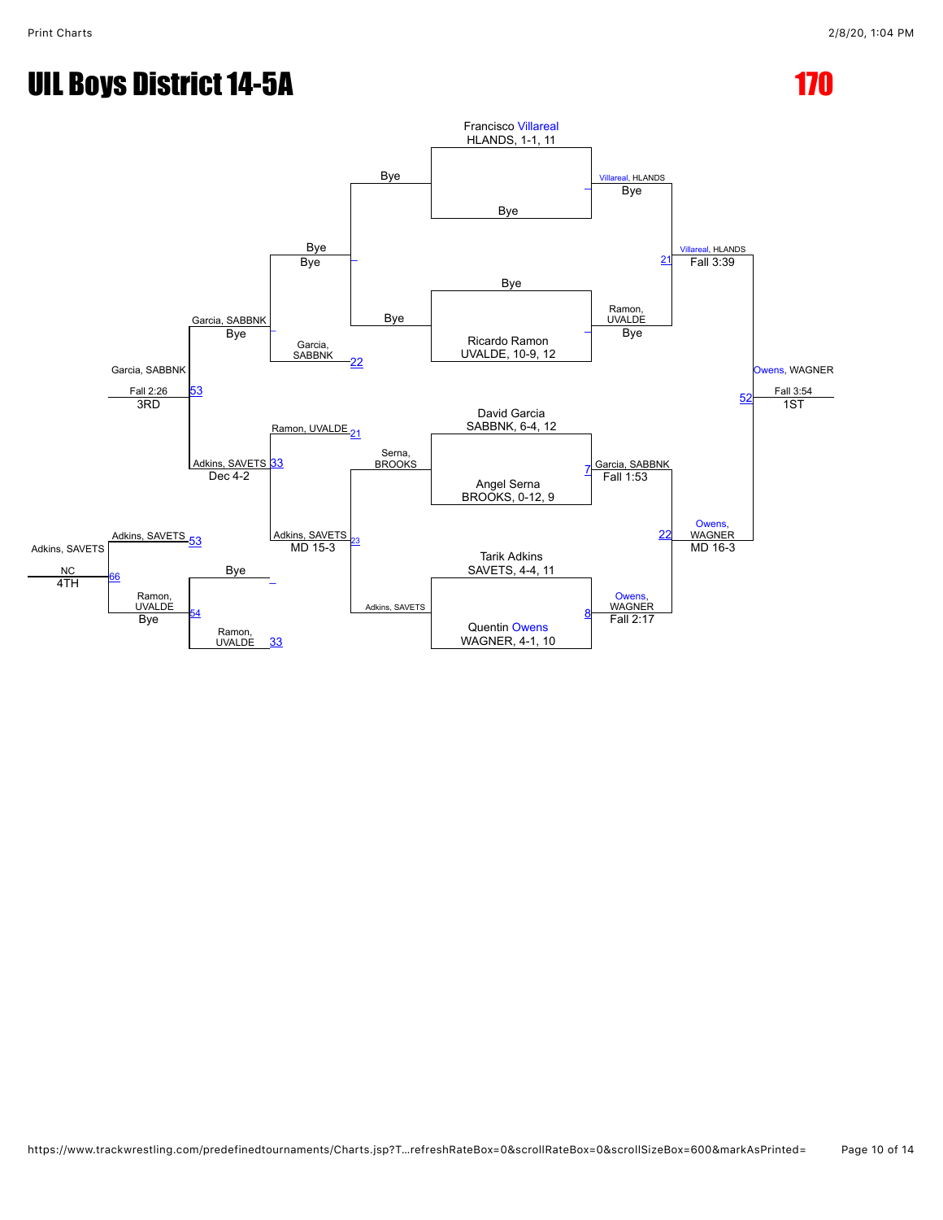# UIL Boys District 14-5A

## 170

### Championship Bracket

**First Round / Entrants**

- Francisco Villareal, HLANDS, 1-1, 11 vs Bye — Villareal, HLANDS (Bye)
- Bye vs Ricardo Ramon, UVALDE, 10-9, 12 — Ramon, UVALDE (Bye)
- David Garcia, SABBNK, 6-4, 12 vs Angel Serna, BROOKS, 0-12, 9 — Garcia, SABBNK (Fall 1:53) [7]
- Tarik Adkins, SAVETS, 4-4, 11 vs Quentin Owens, WAGNER, 4-1, 10 — Owens, WAGNER (Fall 2:17) [8]

**Semifinals**

- Villareal, HLANDS vs Ramon, UVALDE — Villareal, HLANDS (Fall 3:39) [21]
- Garcia, SABBNK vs Owens, WAGNER — Owens, WAGNER (MD 16-3) [22]

**Final**

- Villareal, HLANDS vs Owens, WAGNER — Owens, WAGNER (Fall 3:54) — 1ST [52]

### Consolation Bracket

- Bye vs Bye — Bye
- Bye vs Bye — Bye
- Serna, BROOKS vs Adkins, SAVETS — Adkins, SAVETS (MD 15-3) [23]
- Bye vs Garcia, SABBNK — Garcia, SABBNK [22]
- Ramon, UVALDE [21] vs Adkins, SAVETS [23] — Adkins, SAVETS (Dec 4-2) [33]
- Bye vs Ramon, UVALDE [33] — Ramon, UVALDE (Bye) [54]
- Garcia, SABBNK vs Adkins, SAVETS [33] — Garcia, SABBNK (Fall 2:26) — 3RD [53]
- Adkins, SAVETS [53] vs Ramon, UVALDE [54] — Adkins, SAVETS (NC) — 4TH [66]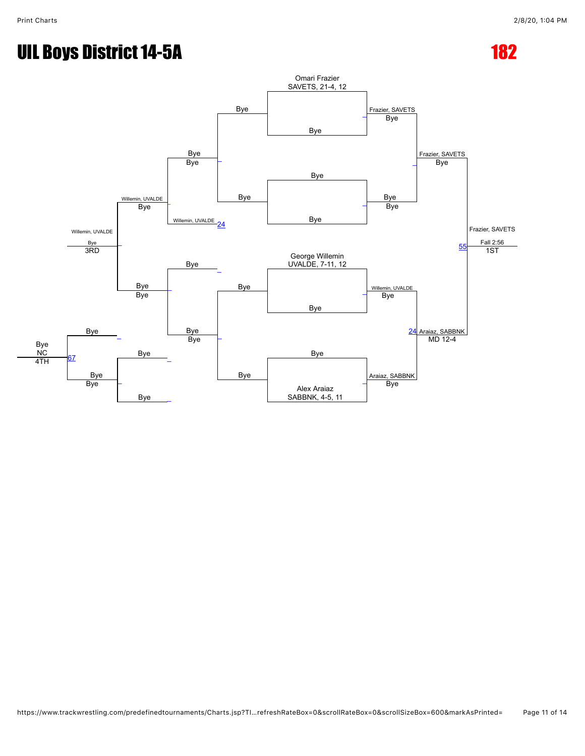# UIL Boys District 14-5A

## 182

### Championship Bracket

- Omari Frazier, SAVETS, 21-4, 12 vs Bye → Frazier, SAVETS
- Bye vs Bye → Bye
- George Willemin, UVALDE, 7-11, 12 vs Bye → Willemin, UVALDE
- Bye vs Alex Araiaz, SABBNK, 4-5, 11 → Araiaz, SABBNK

Semifinals:

- Frazier, SAVETS vs Bye → Frazier, SAVETS
- Willemin, UVALDE vs Araiaz, SABBNK → Araiaz, SABBNK (24) — MD 12-4

Final:

- Frazier, SAVETS vs Araiaz, SABBNK → Frazier, SAVETS (55) — Fall 2:56 — 1ST

### Consolation Bracket

- Bye vs Bye → Bye
- Bye vs Willemin, UVALDE → Willemin, UVALDE (24)
- Bye vs Bye → Bye
- Bye vs Bye → Bye
- Willemin, UVALDE vs Bye → Willemin, UVALDE
- Bye vs Bye → Bye
- Bye vs Bye → Bye
- Willemin, UVALDE vs Bye → Willemin, UVALDE — Bye — 3RD
- Bye vs Bye → Bye (67) — NC — 4TH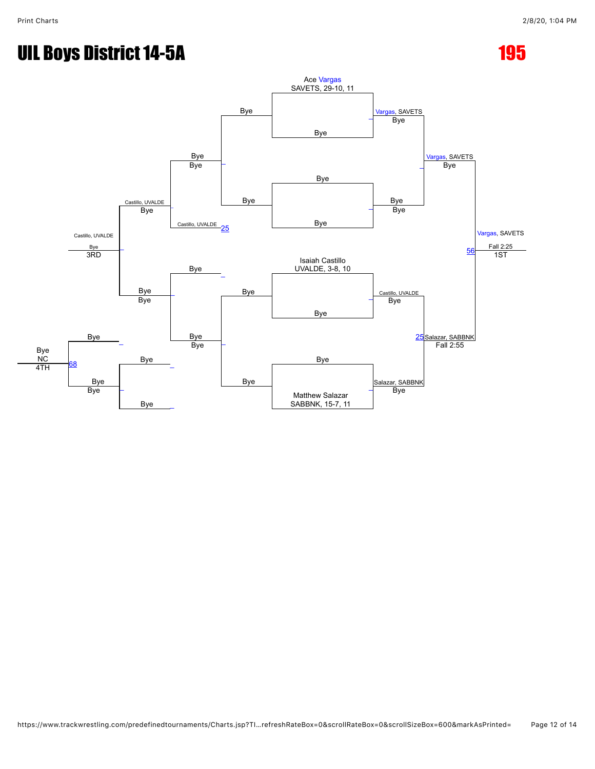# UIL Boys District 14-5A

## 195

**Championship Bracket**

Ace Vargas, SAVETS, 29-10, 11 — Bye

Bye — Bye

Isaiah Castillo, UVALDE, 3-8, 10 — Bye

Bye — Matthew Salazar, SABBNK, 15-7, 11

Vargas, SAVETS — Bye

Bye — Bye

Castillo, UVALDE — Bye

Salazar, SABBNK — Bye

Vargas, SAVETS — Bye

25 Salazar, SABBNK — Fall 2:55

56 Vargas, SAVETS — Fall 2:25 — 1ST

**Consolation Bracket**

Bye — Bye

Bye — Bye

Bye — Bye

Castillo, UVALDE — 25

Castillo, UVALDE — Bye

Bye — Bye

Bye — Bye

Bye — Bye

Bye — Bye

Castillo, UVALDE — Bye — 3RD

Bye — Bye

68 Bye — NC — 4TH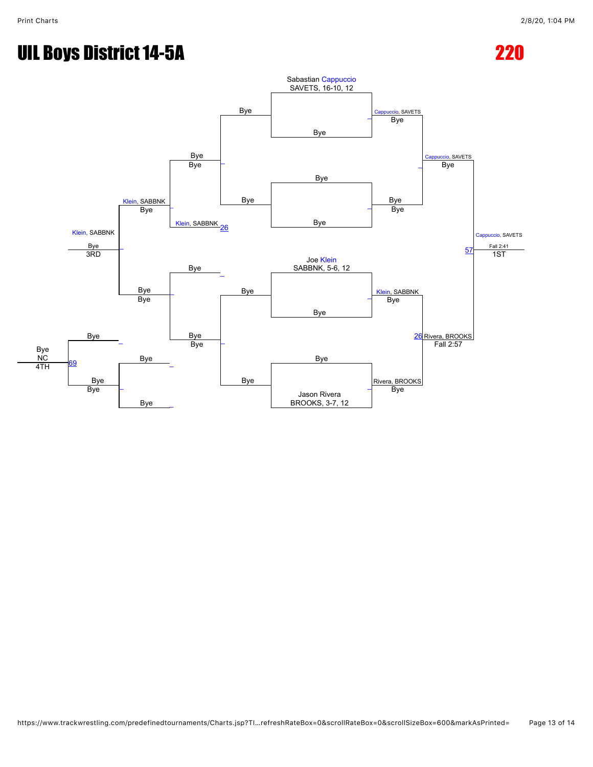# UIL Boys District 14-5A

# 220

**Championship Bracket**

Sabastian Cappuccio, SAVETS, 16-10, 12 vs Bye → Cappuccio, SAVETS

Bye vs Bye → Bye

Cappuccio, SAVETS vs Bye → Cappuccio, SAVETS

Joe Klein, SABBNK, 5-6, 12 vs Bye → Klein, SABBNK

Bye vs Jason Rivera, BROOKS, 3-7, 12 → Rivera, BROOKS

Klein, SABBNK vs Rivera, BROOKS → Rivera, BROOKS (26, Fall 2:57)

Cappuccio, SAVETS vs Rivera, BROOKS → Cappuccio, SAVETS (57, Fall 2:41) — 1ST

**Consolation Bracket**

Bye vs Bye → Bye

Bye vs Bye → Bye

Bye vs Klein, SABBNK → Klein, SABBNK (26)

Bye vs Bye → Bye

Klein, SABBNK vs Bye → Klein, SABBNK — 3RD

Bye vs Bye → Bye

Bye vs Bye → Bye

Bye vs Bye → Bye, NC (69) — 4TH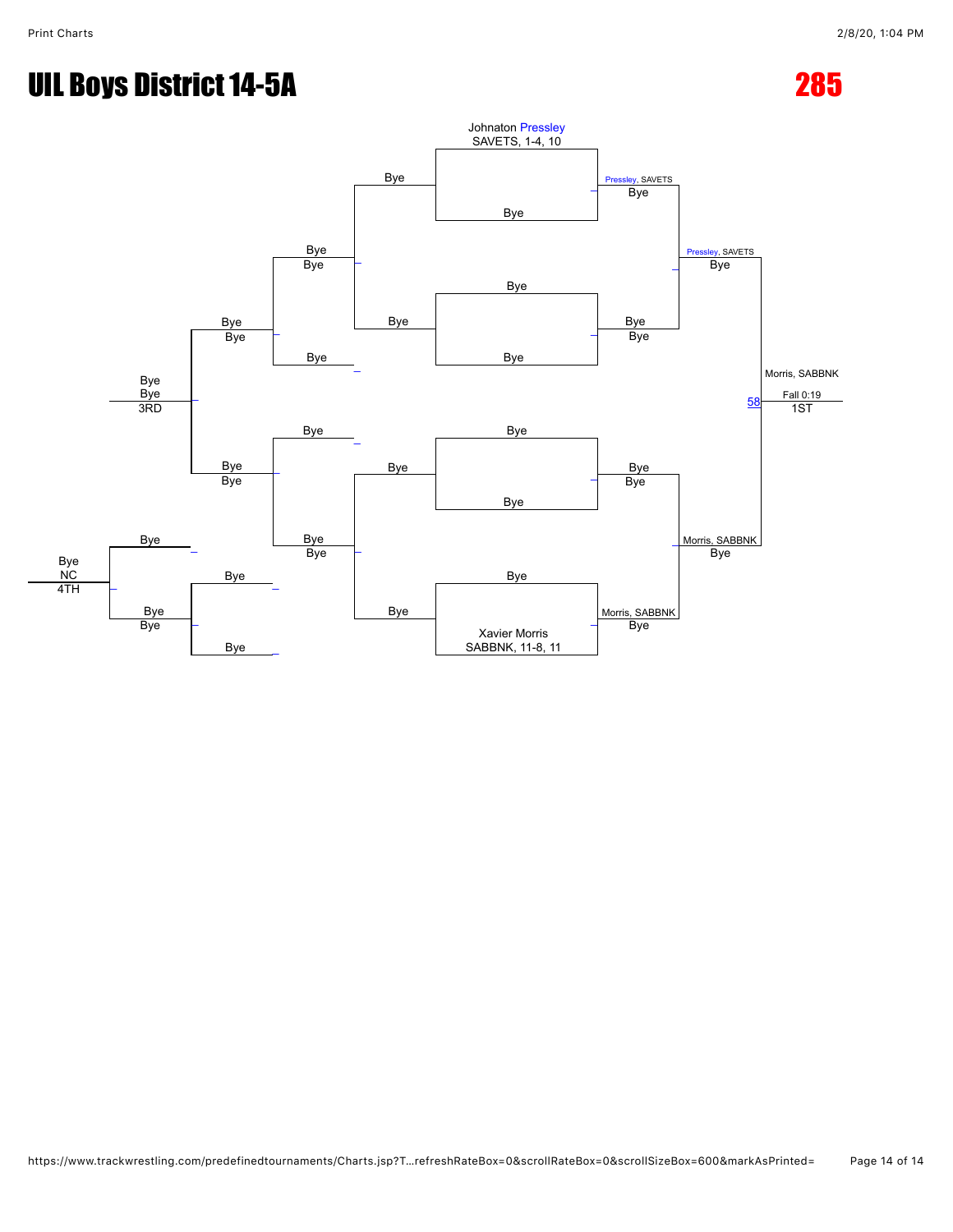# UIL Boys District 14-5A

# 285

Johnaton Pressley
SAVETS, 1-4, 10

Bye

Bye

Pressley, SAVETS
Bye

Bye
Bye

Pressley, SAVETS
Bye

Bye

Bye
Bye

Bye

Bye
Bye

Bye

Bye

Bye

Bye
Bye
3RD

Morris, SABBNK

58

Fall 0:19
1ST

Bye

Bye

Bye
Bye

Bye

Bye
Bye

Bye

Bye
Bye

Bye

Morris, SABBNK
Bye

Bye
NC
4TH

Bye

Bye

Bye
Bye

Bye

Morris, SABBNK
Bye

Bye

Xavier Morris
SABBNK, 11-8, 11